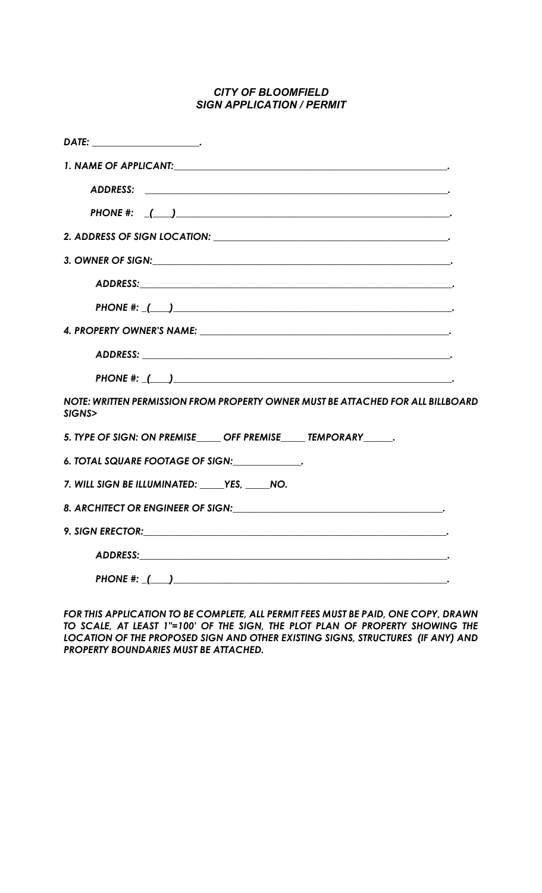***CITY OF BLOOMFIELD***
***SIGN APPLICATION / PERMIT***

***DATE: ____________________.***

***1. NAME OF APPLICANT:_____________________________________________________.***

***ADDRESS: _______________________________________________________.***

***PHONE #: _(___)_________________________________________________.***

***2. ADDRESS OF SIGN LOCATION: ____________________________________________.***

***3. OWNER OF SIGN:_________________________________________________________.***

***ADDRESS:________________________________________________________.***

***PHONE #: _(___)__________________________________________________.***

***4. PROPERTY OWNER'S NAME: _______________________________________________.***

***ADDRESS: _______________________________________________________.***

***PHONE #: _(___)__________________________________________________.***

***NOTE: WRITTEN PERMISSION FROM PROPERTY OWNER MUST BE ATTACHED FOR ALL BILLBOARD SIGNS>***

***5. TYPE OF SIGN: ON PREMISE_____ OFF PREMISE_____ TEMPORARY______.***

***6. TOTAL SQUARE FOOTAGE OF SIGN:_____________.***

***7. WILL SIGN BE ILLUMINATED: _____YES, _____NO.***

***8. ARCHITECT OR ENGINEER OF SIGN:________________________________________.***

***9. SIGN ERECTOR:__________________________________________________________.***

***ADDRESS:________________________________________________________.***

***PHONE #: _(___)__________________________________________________.***

***FOR THIS APPLICATION TO BE COMPLETE, ALL PERMIT FEES MUST BE PAID, ONE COPY, DRAWN TO SCALE, AT LEAST 1"=100' OF THE SIGN, THE PLOT PLAN OF PROPERTY SHOWING THE LOCATION OF THE PROPOSED SIGN AND OTHER EXISTING SIGNS, STRUCTURES (IF ANY) AND PROPERTY BOUNDARIES MUST BE ATTACHED.***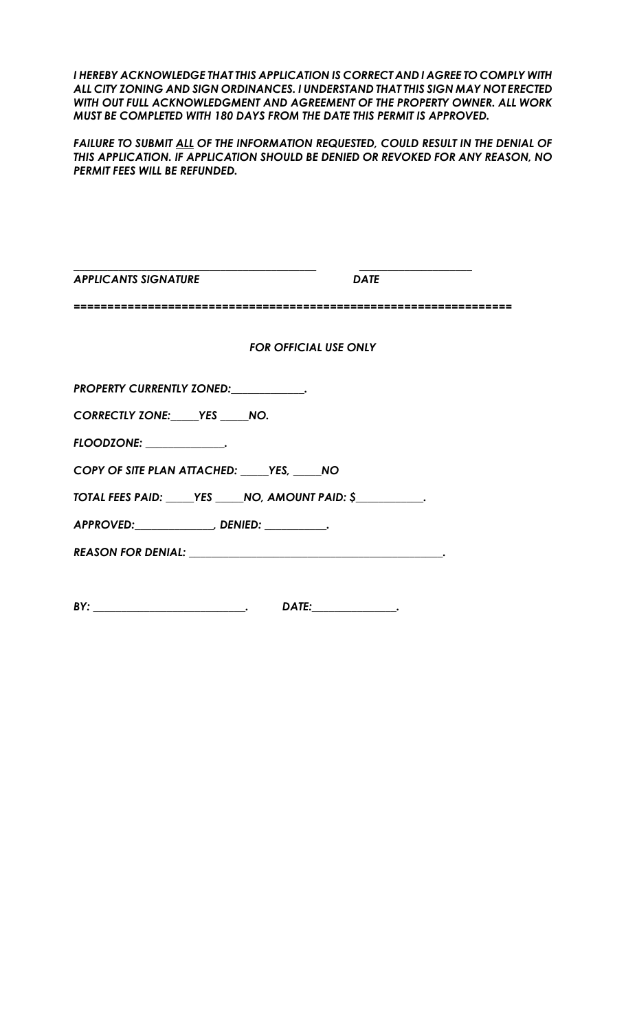***I HEREBY ACKNOWLEDGE THAT THIS APPLICATION IS CORRECT AND I AGREE TO COMPLY WITH ALL CITY ZONING AND SIGN ORDINANCES. I UNDERSTAND THAT THIS SIGN MAY NOT ERECTED WITH OUT FULL ACKNOWLEDGMENT AND AGREEMENT OF THE PROPERTY OWNER. ALL WORK MUST BE COMPLETED WITH 180 DAYS FROM THE DATE THIS PERMIT IS APPROVED.***

***FAILURE TO SUBMIT <u>ALL</u> OF THE INFORMATION REQUESTED, COULD RESULT IN THE DENIAL OF THIS APPLICATION. IF APPLICATION SHOULD BE DENIED OR REVOKED FOR ANY REASON, NO PERMIT FEES WILL BE REFUNDED.***

_________________________________________ ____________________

***APPLICANTS SIGNATURE*** ***DATE***

***==============================================================***

***FOR OFFICIAL USE ONLY***

***PROPERTY CURRENTLY ZONED:____________.***

***CORRECTLY ZONE:_____YES _____NO.***

***FLOODZONE: _____________.***

***COPY OF SITE PLAN ATTACHED: _____YES, _____NO***

***TOTAL FEES PAID: _____YES _____NO, AMOUNT PAID: $___________.***

***APPROVED:_____________, DENIED: __________.***

***REASON FOR DENIAL: __________________________________________.***

***BY: _________________________. DATE:______________.***